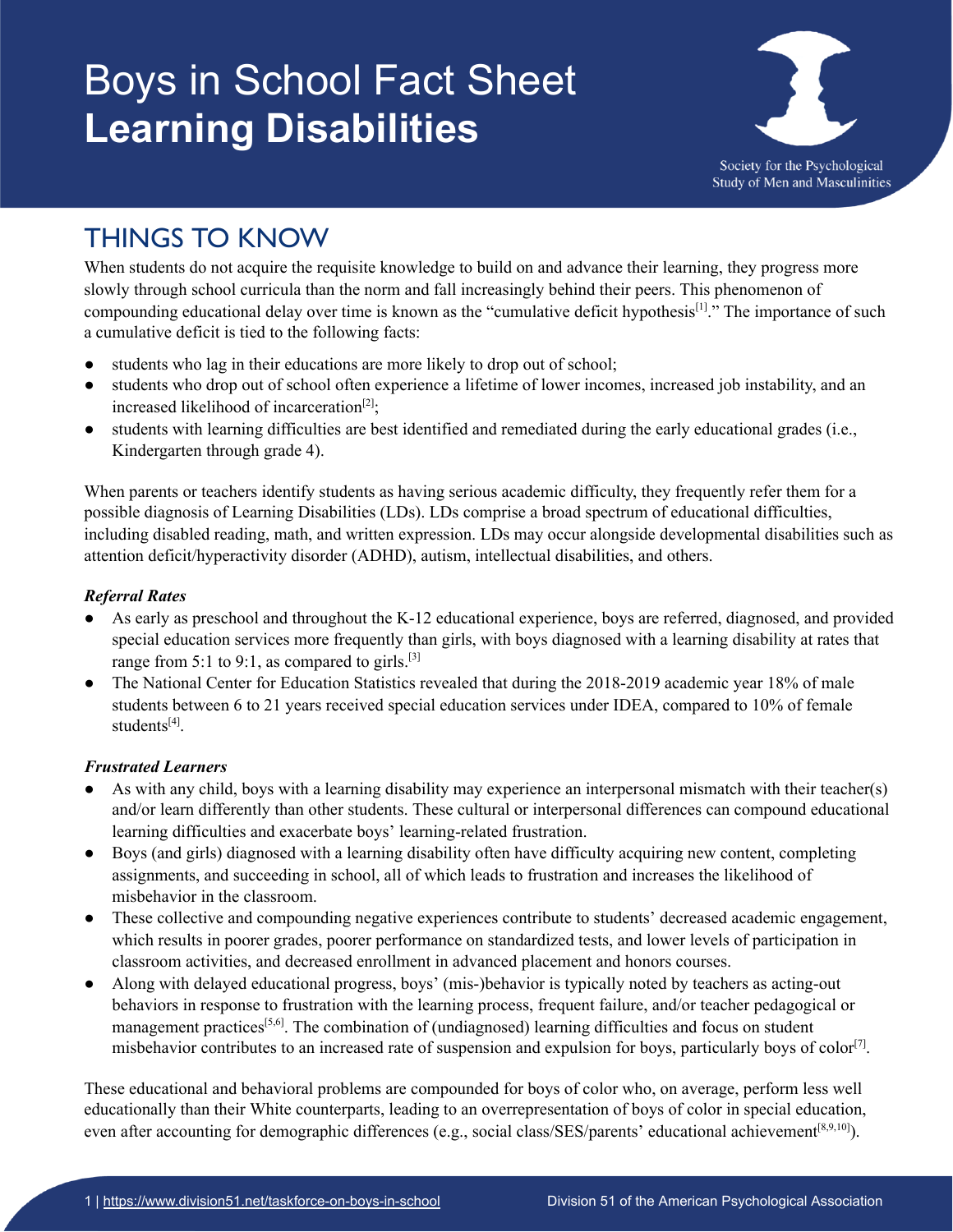# Boys in School Fact Sheet
# **Learning Disabilities**

Society for the Psychological Study of Men and Masculinities

## THINGS TO KNOW

When students do not acquire the requisite knowledge to build on and advance their learning, they progress more slowly through school curricula than the norm and fall increasingly behind their peers. This phenomenon of compounding educational delay over time is known as the "cumulative deficit hypothesis[1]." The importance of such a cumulative deficit is tied to the following facts:

- students who lag in their educations are more likely to drop out of school;
- students who drop out of school often experience a lifetime of lower incomes, increased job instability, and an increased likelihood of incarceration[2];
- students with learning difficulties are best identified and remediated during the early educational grades (i.e., Kindergarten through grade 4).

When parents or teachers identify students as having serious academic difficulty, they frequently refer them for a possible diagnosis of Learning Disabilities (LDs). LDs comprise a broad spectrum of educational difficulties, including disabled reading, math, and written expression. LDs may occur alongside developmental disabilities such as attention deficit/hyperactivity disorder (ADHD), autism, intellectual disabilities, and others.

***Referral Rates***

- As early as preschool and throughout the K-12 educational experience, boys are referred, diagnosed, and provided special education services more frequently than girls, with boys diagnosed with a learning disability at rates that range from 5:1 to 9:1, as compared to girls.[3]
- The National Center for Education Statistics revealed that during the 2018-2019 academic year 18% of male students between 6 to 21 years received special education services under IDEA, compared to 10% of female students[4].

***Frustrated Learners***

- As with any child, boys with a learning disability may experience an interpersonal mismatch with their teacher(s) and/or learn differently than other students. These cultural or interpersonal differences can compound educational learning difficulties and exacerbate boys' learning-related frustration.
- Boys (and girls) diagnosed with a learning disability often have difficulty acquiring new content, completing assignments, and succeeding in school, all of which leads to frustration and increases the likelihood of misbehavior in the classroom.
- These collective and compounding negative experiences contribute to students' decreased academic engagement, which results in poorer grades, poorer performance on standardized tests, and lower levels of participation in classroom activities, and decreased enrollment in advanced placement and honors courses.
- Along with delayed educational progress, boys' (mis-)behavior is typically noted by teachers as acting-out behaviors in response to frustration with the learning process, frequent failure, and/or teacher pedagogical or management practices[5,6]. The combination of (undiagnosed) learning difficulties and focus on student misbehavior contributes to an increased rate of suspension and expulsion for boys, particularly boys of color[7].

These educational and behavioral problems are compounded for boys of color who, on average, perform less well educationally than their White counterparts, leading to an overrepresentation of boys of color in special education, even after accounting for demographic differences (e.g., social class/SES/parents' educational achievement[8,9,10]).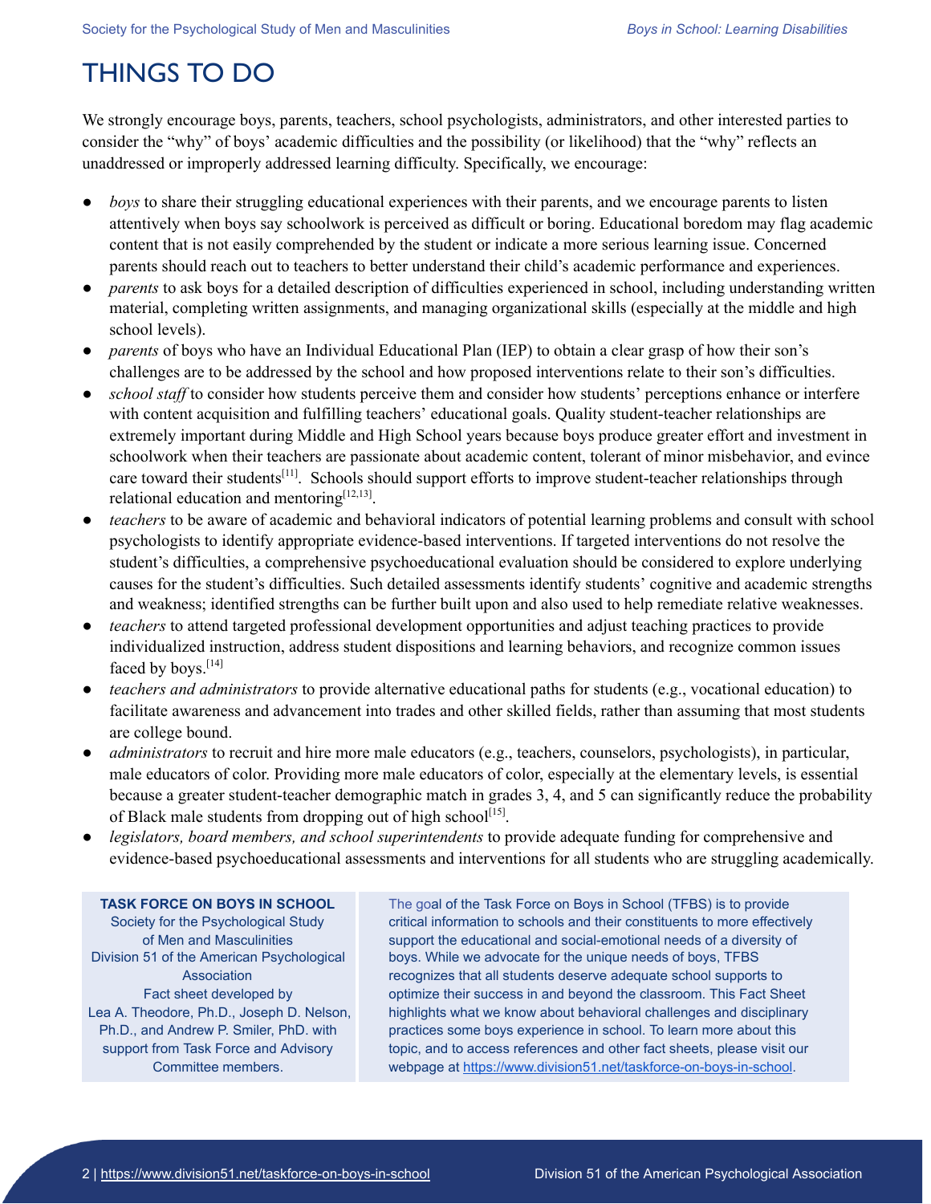# THINGS TO DO

We strongly encourage boys, parents, teachers, school psychologists, administrators, and other interested parties to consider the "why" of boys' academic difficulties and the possibility (or likelihood) that the "why" reflects an unaddressed or improperly addressed learning difficulty. Specifically, we encourage:

- *boys* to share their struggling educational experiences with their parents, and we encourage parents to listen attentively when boys say schoolwork is perceived as difficult or boring. Educational boredom may flag academic content that is not easily comprehended by the student or indicate a more serious learning issue. Concerned parents should reach out to teachers to better understand their child's academic performance and experiences.
- *parents* to ask boys for a detailed description of difficulties experienced in school, including understanding written material, completing written assignments, and managing organizational skills (especially at the middle and high school levels).
- *parents* of boys who have an Individual Educational Plan (IEP) to obtain a clear grasp of how their son's challenges are to be addressed by the school and how proposed interventions relate to their son's difficulties.
- *school staff* to consider how students perceive them and consider how students' perceptions enhance or interfere with content acquisition and fulfilling teachers' educational goals. Quality student-teacher relationships are extremely important during Middle and High School years because boys produce greater effort and investment in schoolwork when their teachers are passionate about academic content, tolerant of minor misbehavior, and evince care toward their students[11]. Schools should support efforts to improve student-teacher relationships through relational education and mentoring[12,13].
- *teachers* to be aware of academic and behavioral indicators of potential learning problems and consult with school psychologists to identify appropriate evidence-based interventions. If targeted interventions do not resolve the student's difficulties, a comprehensive psychoeducational evaluation should be considered to explore underlying causes for the student's difficulties. Such detailed assessments identify students' cognitive and academic strengths and weakness; identified strengths can be further built upon and also used to help remediate relative weaknesses.
- *teachers* to attend targeted professional development opportunities and adjust teaching practices to provide individualized instruction, address student dispositions and learning behaviors, and recognize common issues faced by boys.[14]
- *teachers and administrators* to provide alternative educational paths for students (e.g., vocational education) to facilitate awareness and advancement into trades and other skilled fields, rather than assuming that most students are college bound.
- *administrators* to recruit and hire more male educators (e.g., teachers, counselors, psychologists), in particular, male educators of color. Providing more male educators of color, especially at the elementary levels, is essential because a greater student-teacher demographic match in grades 3, 4, and 5 can significantly reduce the probability of Black male students from dropping out of high school[15].
- *legislators, board members, and school superintendents* to provide adequate funding for comprehensive and evidence-based psychoeducational assessments and interventions for all students who are struggling academically.

**TASK FORCE ON BOYS IN SCHOOL**
Society for the Psychological Study of Men and Masculinities
Division 51 of the American Psychological Association
Fact sheet developed by Lea A. Theodore, Ph.D., Joseph D. Nelson, Ph.D., and Andrew P. Smiler, PhD. with support from Task Force and Advisory Committee members.

The goal of the Task Force on Boys in School (TFBS) is to provide critical information to schools and their constituents to more effectively support the educational and social-emotional needs of a diversity of boys. While we advocate for the unique needs of boys, TFBS recognizes that all students deserve adequate school supports to optimize their success in and beyond the classroom. This Fact Sheet highlights what we know about behavioral challenges and disciplinary practices some boys experience in school. To learn more about this topic, and to access references and other fact sheets, please visit our webpage at https://www.division51.net/taskforce-on-boys-in-school.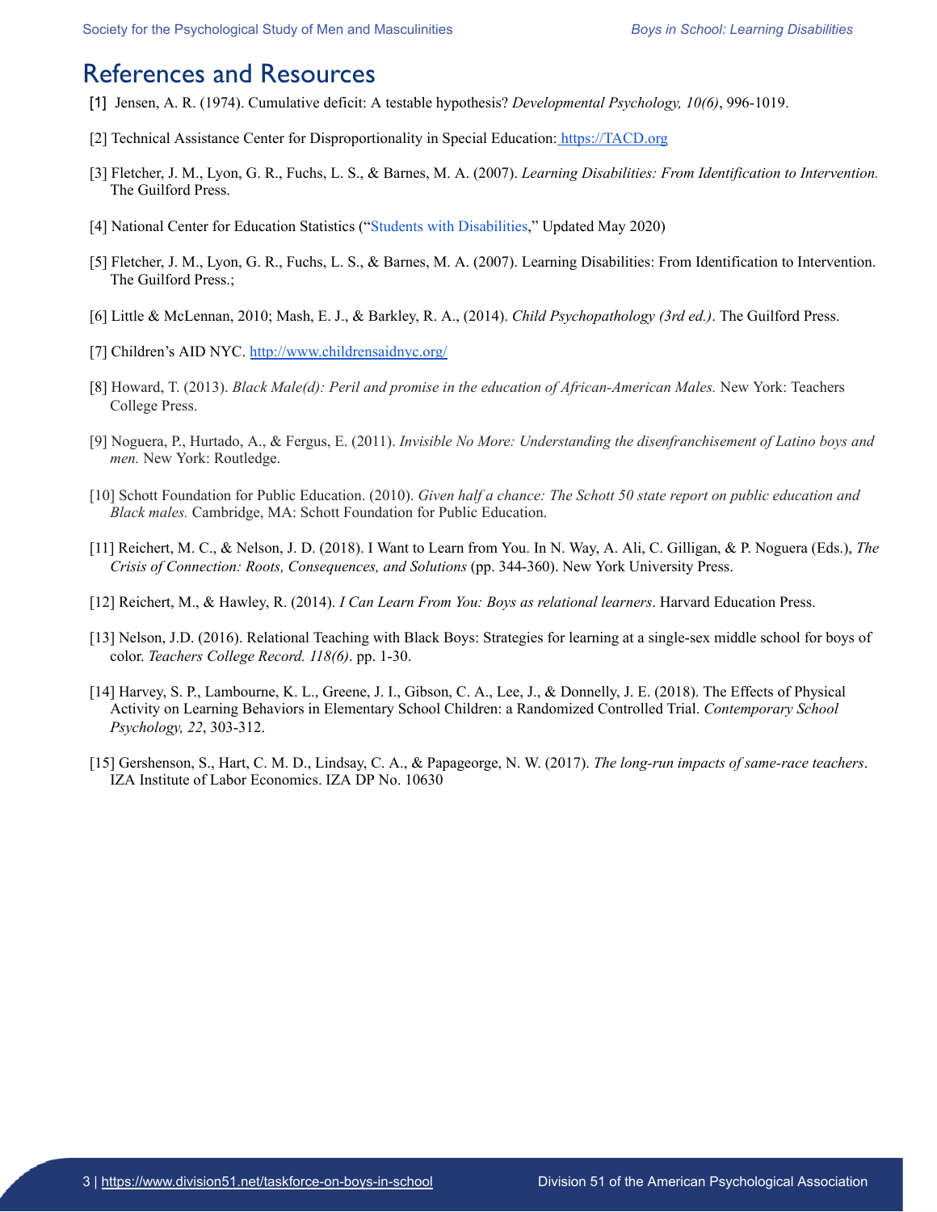## References and Resources

[1] Jensen, A. R. (1974). Cumulative deficit: A testable hypothesis? *Developmental Psychology, 10(6)*, 996-1019.

[2] Technical Assistance Center for Disproportionality in Special Education: https://TACD.org

[3] Fletcher, J. M., Lyon, G. R., Fuchs, L. S., & Barnes, M. A. (2007). *Learning Disabilities: From Identification to Intervention.* The Guilford Press.

[4] National Center for Education Statistics ("Students with Disabilities," Updated May 2020)

[5] Fletcher, J. M., Lyon, G. R., Fuchs, L. S., & Barnes, M. A. (2007). Learning Disabilities: From Identification to Intervention. The Guilford Press.;

[6] Little & McLennan, 2010; Mash, E. J., & Barkley, R. A., (2014). *Child Psychopathology (3rd ed.)*. The Guilford Press.

[7] Children's AID NYC. http://www.childrensaidnyc.org/

[8] Howard, T. (2013). *Black Male(d): Peril and promise in the education of African-American Males.* New York: Teachers College Press.

[9] Noguera, P., Hurtado, A., & Fergus, E. (2011). *Invisible No More: Understanding the disenfranchisement of Latino boys and men.* New York: Routledge.

[10] Schott Foundation for Public Education. (2010). *Given half a chance: The Schott 50 state report on public education and Black males.* Cambridge, MA: Schott Foundation for Public Education.

[11] Reichert, M. C., & Nelson, J. D. (2018). I Want to Learn from You. In N. Way, A. Ali, C. Gilligan, & P. Noguera (Eds.), *The Crisis of Connection: Roots, Consequences, and Solutions* (pp. 344-360). New York University Press.

[12] Reichert, M., & Hawley, R. (2014). *I Can Learn From You: Boys as relational learners*. Harvard Education Press.

[13] Nelson, J.D. (2016). Relational Teaching with Black Boys: Strategies for learning at a single-sex middle school for boys of color. *Teachers College Record. 118(6)*. pp. 1-30.

[14] Harvey, S. P., Lambourne, K. L., Greene, J. I., Gibson, C. A., Lee, J., & Donnelly, J. E. (2018). The Effects of Physical Activity on Learning Behaviors in Elementary School Children: a Randomized Controlled Trial. *Contemporary School Psychology, 22*, 303-312.

[15] Gershenson, S., Hart, C. M. D., Lindsay, C. A., & Papageorge, N. W. (2017). *The long-run impacts of same-race teachers*. IZA Institute of Labor Economics. IZA DP No. 10630